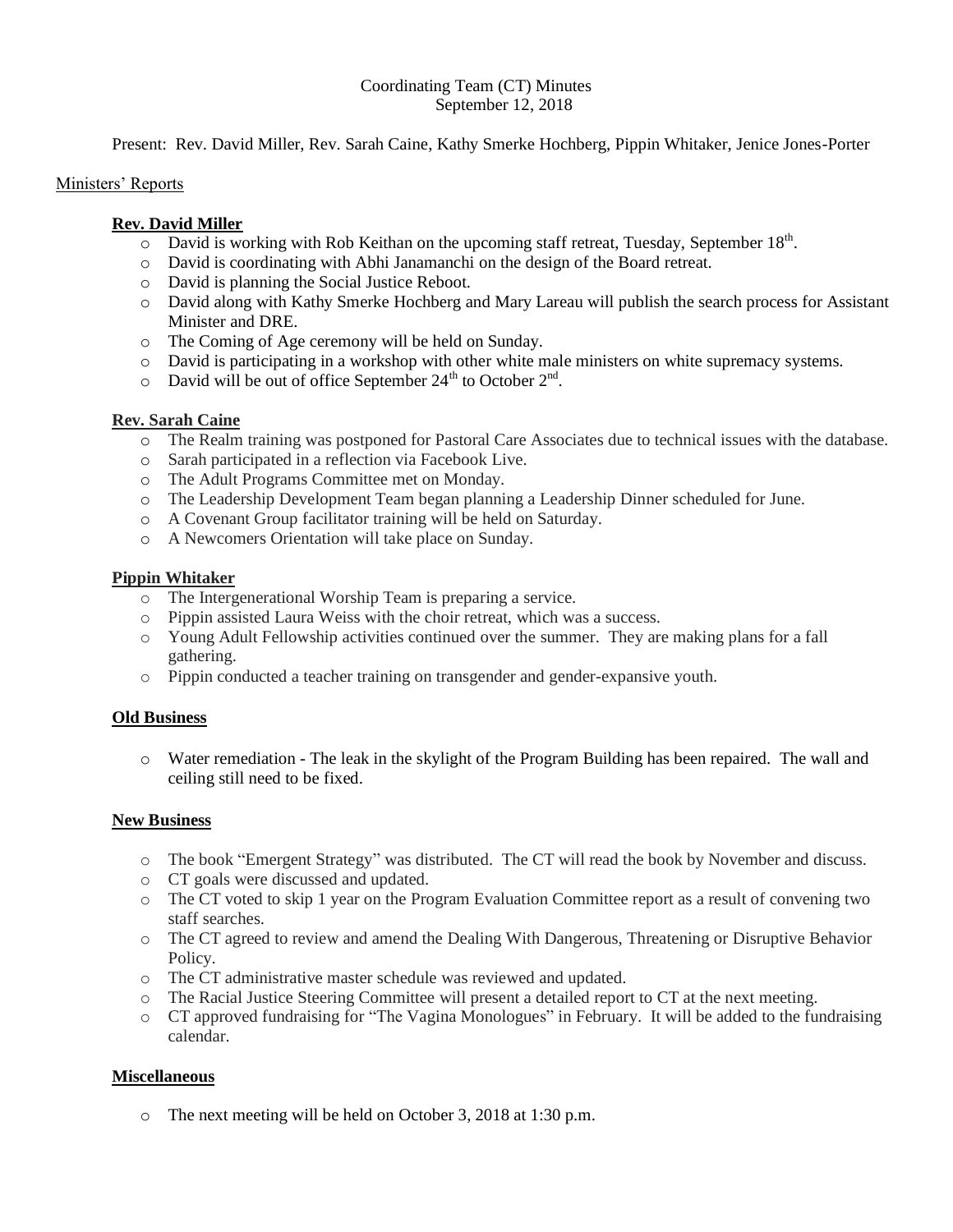Coordinating Team (CT) Minutes
September 12, 2018

Present: Rev. David Miller, Rev. Sarah Caine, Kathy Smerke Hochberg, Pippin Whitaker, Jenice Jones-Porter

## Ministers' Reports

### Rev. David Miller

- David is working with Rob Keithan on the upcoming staff retreat, Tuesday, September 18th.
- David is coordinating with Abhi Janamanchi on the design of the Board retreat.
- David is planning the Social Justice Reboot.
- David along with Kathy Smerke Hochberg and Mary Lareau will publish the search process for Assistant Minister and DRE.
- The Coming of Age ceremony will be held on Sunday.
- David is participating in a workshop with other white male ministers on white supremacy systems.
- David will be out of office September 24th to October 2nd.

### Rev. Sarah Caine

- The Realm training was postponed for Pastoral Care Associates due to technical issues with the database.
- Sarah participated in a reflection via Facebook Live.
- The Adult Programs Committee met on Monday.
- The Leadership Development Team began planning a Leadership Dinner scheduled for June.
- A Covenant Group facilitator training will be held on Saturday.
- A Newcomers Orientation will take place on Sunday.

### Pippin Whitaker

- The Intergenerational Worship Team is preparing a service.
- Pippin assisted Laura Weiss with the choir retreat, which was a success.
- Young Adult Fellowship activities continued over the summer. They are making plans for a fall gathering.
- Pippin conducted a teacher training on transgender and gender-expansive youth.

### Old Business

- Water remediation - The leak in the skylight of the Program Building has been repaired. The wall and ceiling still need to be fixed.

### New Business

- The book "Emergent Strategy" was distributed. The CT will read the book by November and discuss.
- CT goals were discussed and updated.
- The CT voted to skip 1 year on the Program Evaluation Committee report as a result of convening two staff searches.
- The CT agreed to review and amend the Dealing With Dangerous, Threatening or Disruptive Behavior Policy.
- The CT administrative master schedule was reviewed and updated.
- The Racial Justice Steering Committee will present a detailed report to CT at the next meeting.
- CT approved fundraising for "The Vagina Monologues" in February. It will be added to the fundraising calendar.

### Miscellaneous

- The next meeting will be held on October 3, 2018 at 1:30 p.m.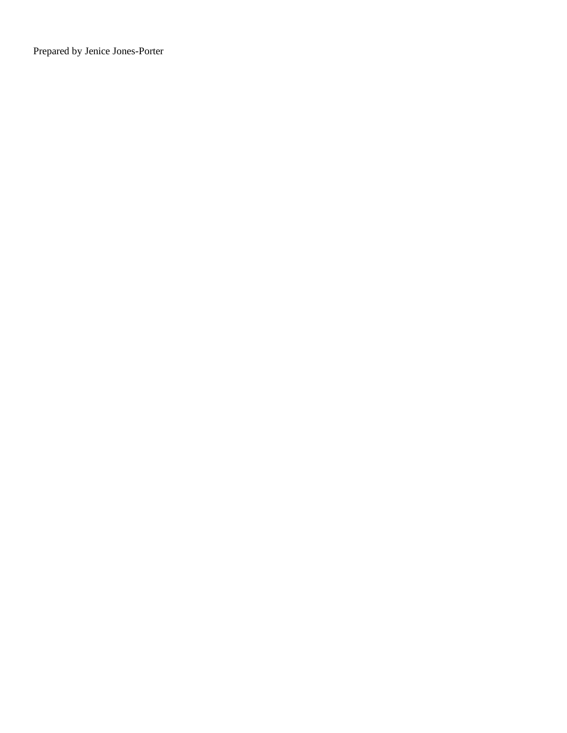Prepared by Jenice Jones-Porter